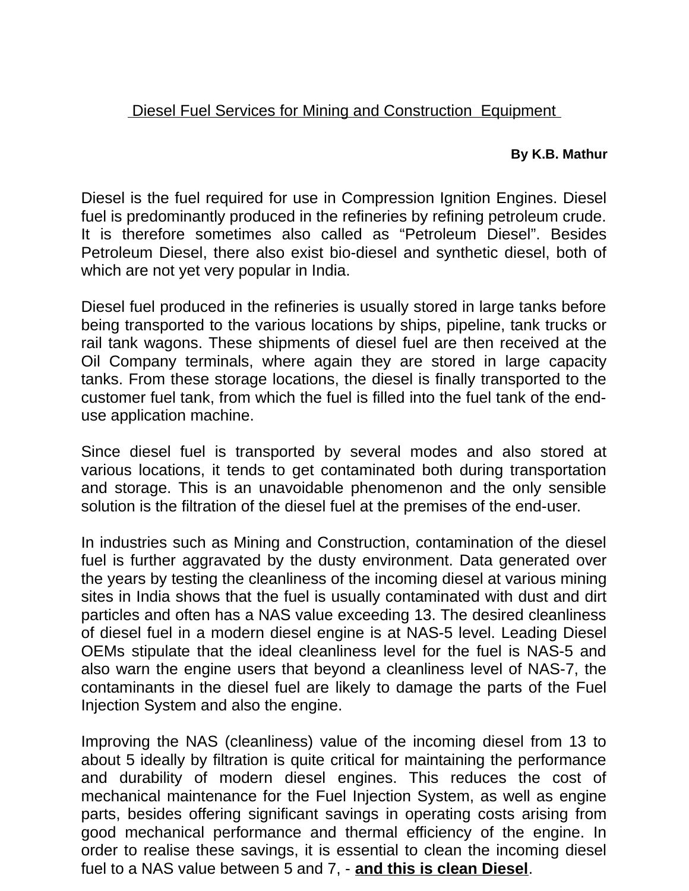# Diesel Fuel Services for Mining and Construction Equipment

**By K.B. Mathur**

Diesel is the fuel required for use in Compression Ignition Engines. Diesel fuel is predominantly produced in the refineries by refining petroleum crude. It is therefore sometimes also called as "Petroleum Diesel". Besides Petroleum Diesel, there also exist bio-diesel and synthetic diesel, both of which are not yet very popular in India.

Diesel fuel produced in the refineries is usually stored in large tanks before being transported to the various locations by ships, pipeline, tank trucks or rail tank wagons. These shipments of diesel fuel are then received at the Oil Company terminals, where again they are stored in large capacity tanks. From these storage locations, the diesel is finally transported to the customer fuel tank, from which the fuel is filled into the fuel tank of the end-use application machine.

Since diesel fuel is transported by several modes and also stored at various locations, it tends to get contaminated both during transportation and storage. This is an unavoidable phenomenon and the only sensible solution is the filtration of the diesel fuel at the premises of the end-user.

In industries such as Mining and Construction, contamination of the diesel fuel is further aggravated by the dusty environment. Data generated over the years by testing the cleanliness of the incoming diesel at various mining sites in India shows that the fuel is usually contaminated with dust and dirt particles and often has a NAS value exceeding 13. The desired cleanliness of diesel fuel in a modern diesel engine is at NAS-5 level. Leading Diesel OEMs stipulate that the ideal cleanliness level for the fuel is NAS-5 and also warn the engine users that beyond a cleanliness level of NAS-7, the contaminants in the diesel fuel are likely to damage the parts of the Fuel Injection System and also the engine.

Improving the NAS (cleanliness) value of the incoming diesel from 13 to about 5 ideally by filtration is quite critical for maintaining the performance and durability of modern diesel engines. This reduces the cost of mechanical maintenance for the Fuel Injection System, as well as engine parts, besides offering significant savings in operating costs arising from good mechanical performance and thermal efficiency of the engine. In order to realise these savings, it is essential to clean the incoming diesel fuel to a NAS value between 5 and 7, - **and this is clean Diesel**.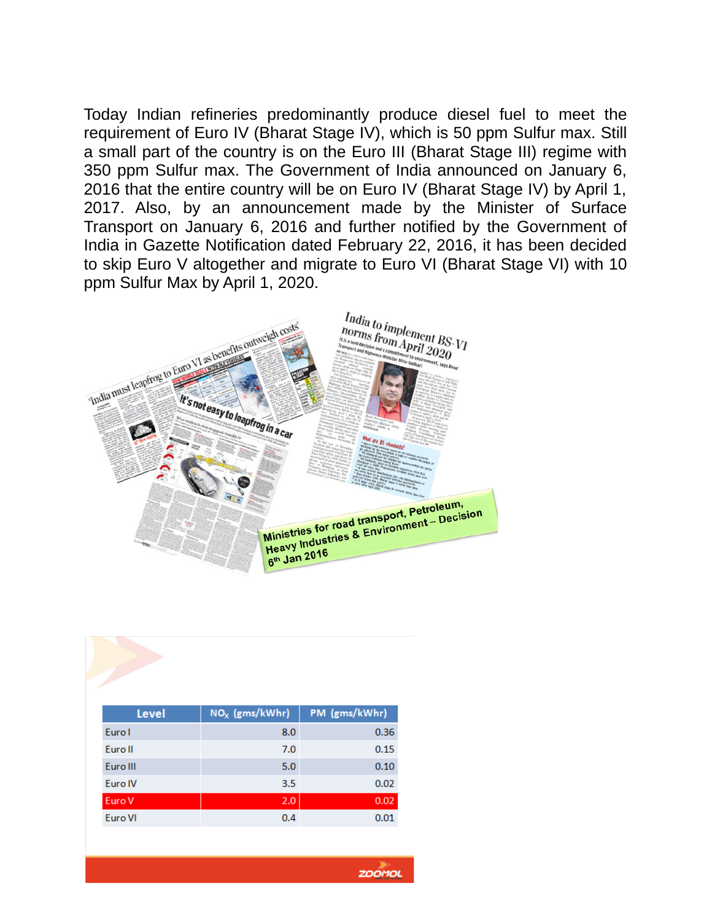Today Indian refineries predominantly produce diesel fuel to meet the requirement of Euro IV (Bharat Stage IV), which is 50 ppm Sulfur max. Still a small part of the country is on the Euro III (Bharat Stage III) regime with 350 ppm Sulfur max. The Government of India announced on January 6, 2016 that the entire country will be on Euro IV (Bharat Stage IV) by April 1, 2017. Also, by an announcement made by the Minister of Surface Transport on January 6, 2016 and further notified by the Government of India in Gazette Notification dated February 22, 2016, it has been decided to skip Euro V altogether and migrate to Euro VI (Bharat Stage VI) with 10 ppm Sulfur Max by April 1, 2020.

Ministries for road transport, Petroleum, Heavy Industries & Environment – Decision 6th Jan 2016

| Level | $NO_x$ (gms/kWhr) | PM (gms/kWhr) |
|---|---|---|
| Euro I | 8.0 | 0.36 |
| Euro II | 7.0 | 0.15 |
| Euro III | 5.0 | 0.10 |
| Euro IV | 3.5 | 0.02 |
| Euro V | 2.0 | 0.02 |
| Euro VI | 0.4 | 0.01 |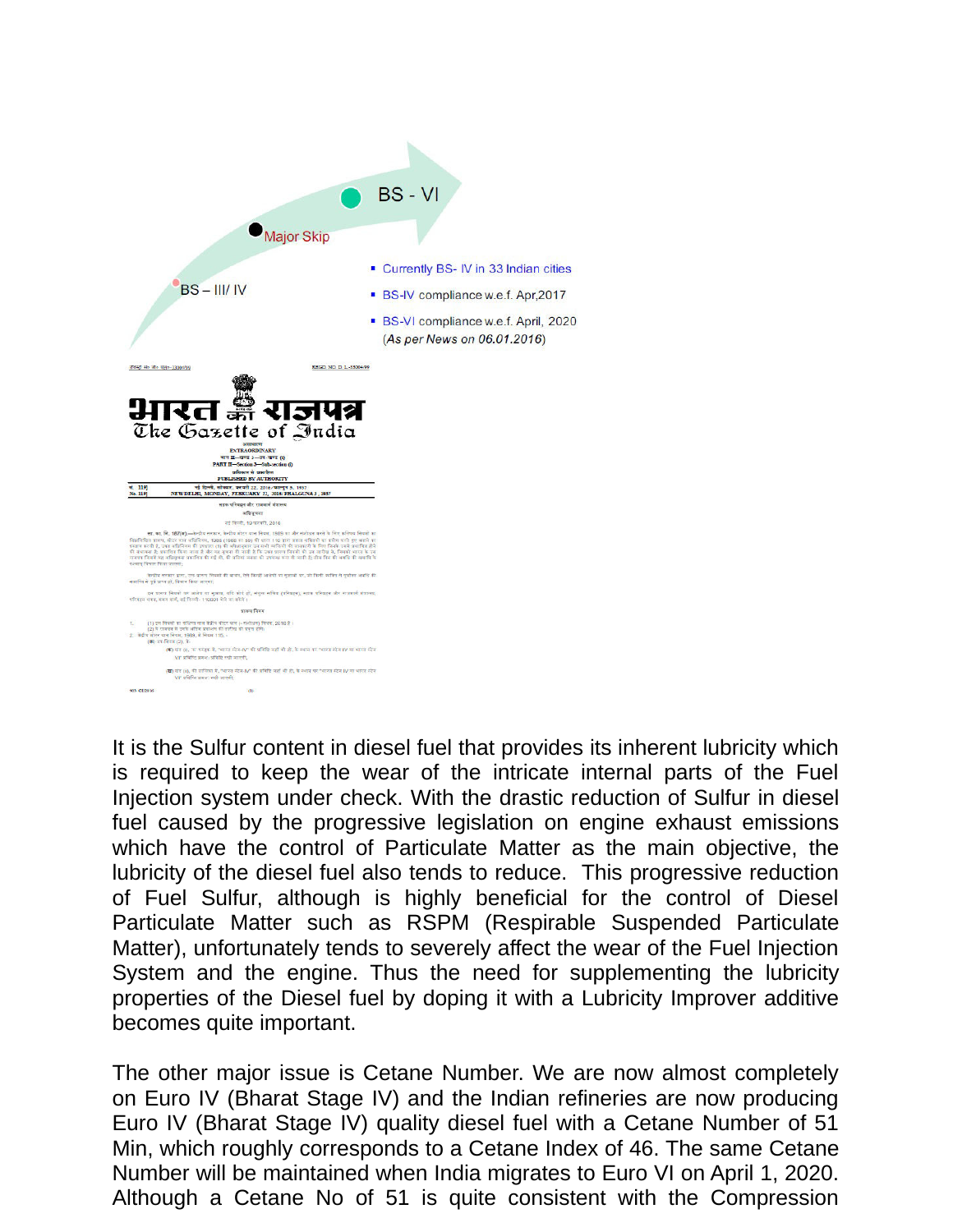BS - VI

Major Skip

BS – III/ IV

- Currently BS- IV in 33 Indian cities
- BS-IV compliance w.e.f. Apr,2017
- BS-VI compliance w.e.f. April, 2020 *(As per News on 06.01.2016)*

It is the Sulfur content in diesel fuel that provides its inherent lubricity which is required to keep the wear of the intricate internal parts of the Fuel Injection system under check. With the drastic reduction of Sulfur in diesel fuel caused by the progressive legislation on engine exhaust emissions which have the control of Particulate Matter as the main objective, the lubricity of the diesel fuel also tends to reduce. This progressive reduction of Fuel Sulfur, although is highly beneficial for the control of Diesel Particulate Matter such as RSPM (Respirable Suspended Particulate Matter), unfortunately tends to severely affect the wear of the Fuel Injection System and the engine. Thus the need for supplementing the lubricity properties of the Diesel fuel by doping it with a Lubricity Improver additive becomes quite important.

The other major issue is Cetane Number. We are now almost completely on Euro IV (Bharat Stage IV) and the Indian refineries are now producing Euro IV (Bharat Stage IV) quality diesel fuel with a Cetane Number of 51 Min, which roughly corresponds to a Cetane Index of 46. The same Cetane Number will be maintained when India migrates to Euro VI on April 1, 2020. Although a Cetane No of 51 is quite consistent with the Compression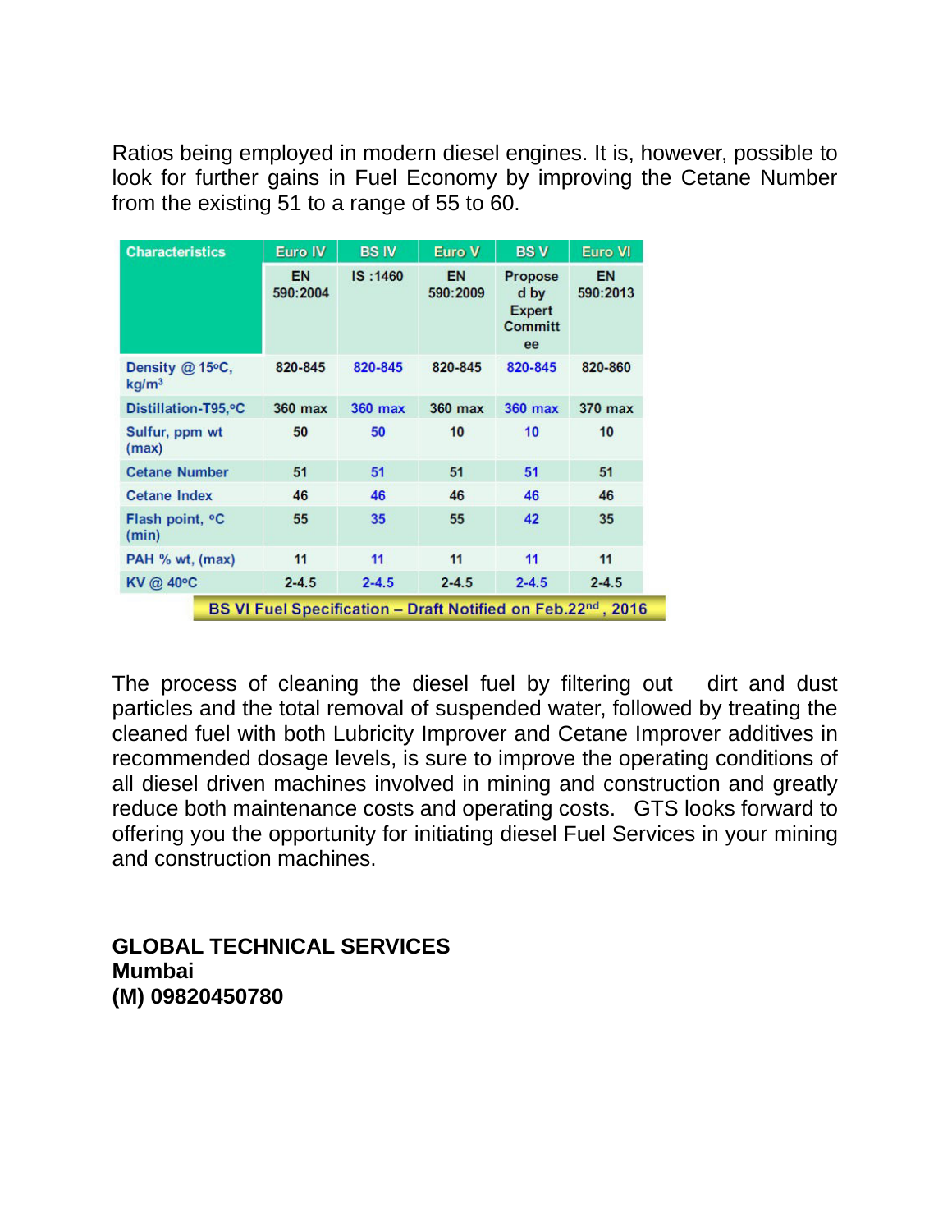Ratios being employed in modern diesel engines. It is, however, possible to look for further gains in Fuel Economy by improving the Cetane Number from the existing 51 to a range of 55 to 60.

| Characteristics | Euro IV | BS IV | Euro V | BS V | Euro VI |
|---|---|---|---|---|---|
| | EN 590:2004 | IS :1460 | EN 590:2009 | Proposed by Expert Committee | EN 590:2013 |
| Density @ 15°C, kg/m³ | 820-845 | 820-845 | 820-845 | 820-845 | 820-860 |
| Distillation-T95,°C | 360 max | 360 max | 360 max | 360 max | 370 max |
| Sulfur, ppm wt (max) | 50 | 50 | 10 | 10 | 10 |
| Cetane Number | 51 | 51 | 51 | 51 | 51 |
| Cetane Index | 46 | 46 | 46 | 46 | 46 |
| Flash point, °C (min) | 55 | 35 | 55 | 42 | 35 |
| PAH % wt, (max) | 11 | 11 | 11 | 11 | 11 |
| KV @ 40°C | 2-4.5 | 2-4.5 | 2-4.5 | 2-4.5 | 2-4.5 |

**BS VI Fuel Specification – Draft Notified on Feb.22nd, 2016**

The process of cleaning the diesel fuel by filtering out dirt and dust particles and the total removal of suspended water, followed by treating the cleaned fuel with both Lubricity Improver and Cetane Improver additives in recommended dosage levels, is sure to improve the operating conditions of all diesel driven machines involved in mining and construction and greatly reduce both maintenance costs and operating costs. GTS looks forward to offering you the opportunity for initiating diesel Fuel Services in your mining and construction machines.

**GLOBAL TECHNICAL SERVICES**
**Mumbai**
**(M) 09820450780**